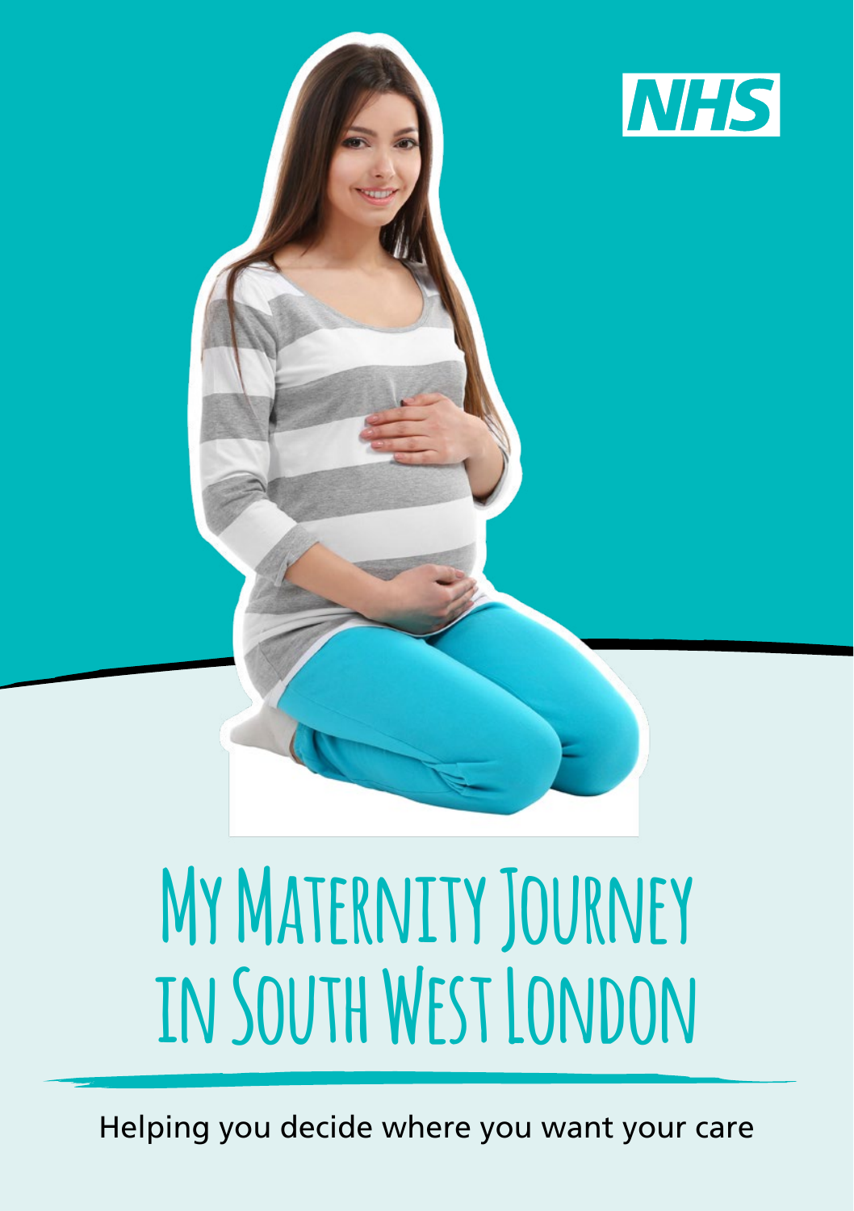NHS

# My Maternity Journey in South West London

Helping you decide where you want your care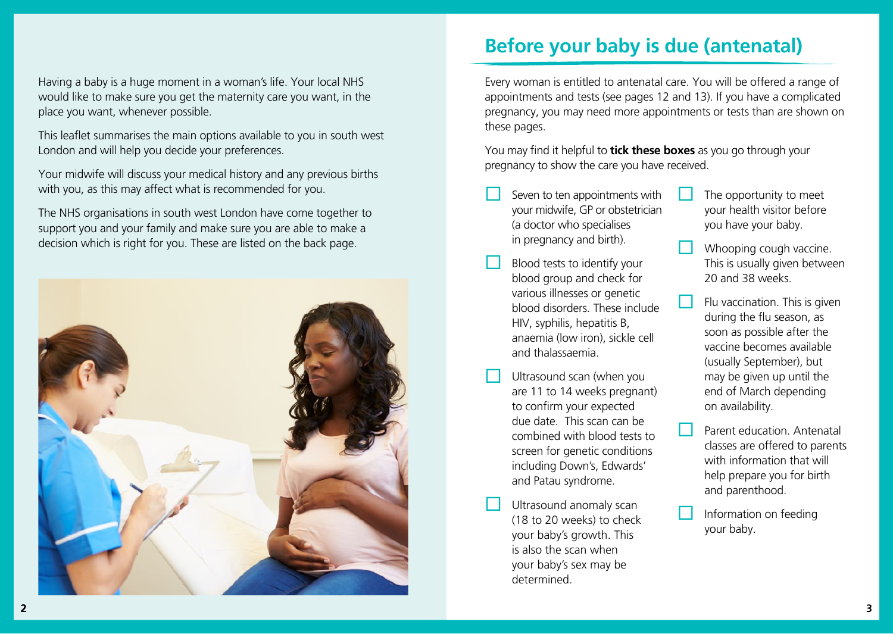Having a baby is a huge moment in a woman's life. Your local NHS would like to make sure you get the maternity care you want, in the place you want, whenever possible.

This leaflet summarises the main options available to you in south west London and will help you decide your preferences.

Your midwife will discuss your medical history and any previous births with you, as this may affect what is recommended for you.

The NHS organisations in south west London have come together to support you and your family and make sure you are able to make a decision which is right for you. These are listed on the back page.

## Before your baby is due (antenatal)

Every woman is entitled to antenatal care. You will be offered a range of appointments and tests (see pages 12 and 13). If you have a complicated pregnancy, you may need more appointments or tests than are shown on these pages.

You may find it helpful to **tick these boxes** as you go through your pregnancy to show the care you have received.

- ☐ Seven to ten appointments with your midwife, GP or obstetrician (a doctor who specialises in pregnancy and birth).
- ☐ Blood tests to identify your blood group and check for various illnesses or genetic blood disorders. These include HIV, syphilis, hepatitis B, anaemia (low iron), sickle cell and thalassaemia.
- ☐ Ultrasound scan (when you are 11 to 14 weeks pregnant) to confirm your expected due date. This scan can be combined with blood tests to screen for genetic conditions including Down's, Edwards' and Patau syndrome.
- ☐ Ultrasound anomaly scan (18 to 20 weeks) to check your baby's growth. This is also the scan when your baby's sex may be determined.
- ☐ The opportunity to meet your health visitor before you have your baby.
- ☐ Whooping cough vaccine. This is usually given between 20 and 38 weeks.
- ☐ Flu vaccination. This is given during the flu season, as soon as possible after the vaccine becomes available (usually September), but may be given up until the end of March depending on availability.
- ☐ Parent education. Antenatal classes are offered to parents with information that will help prepare you for birth and parenthood.
- ☐ Information on feeding your baby.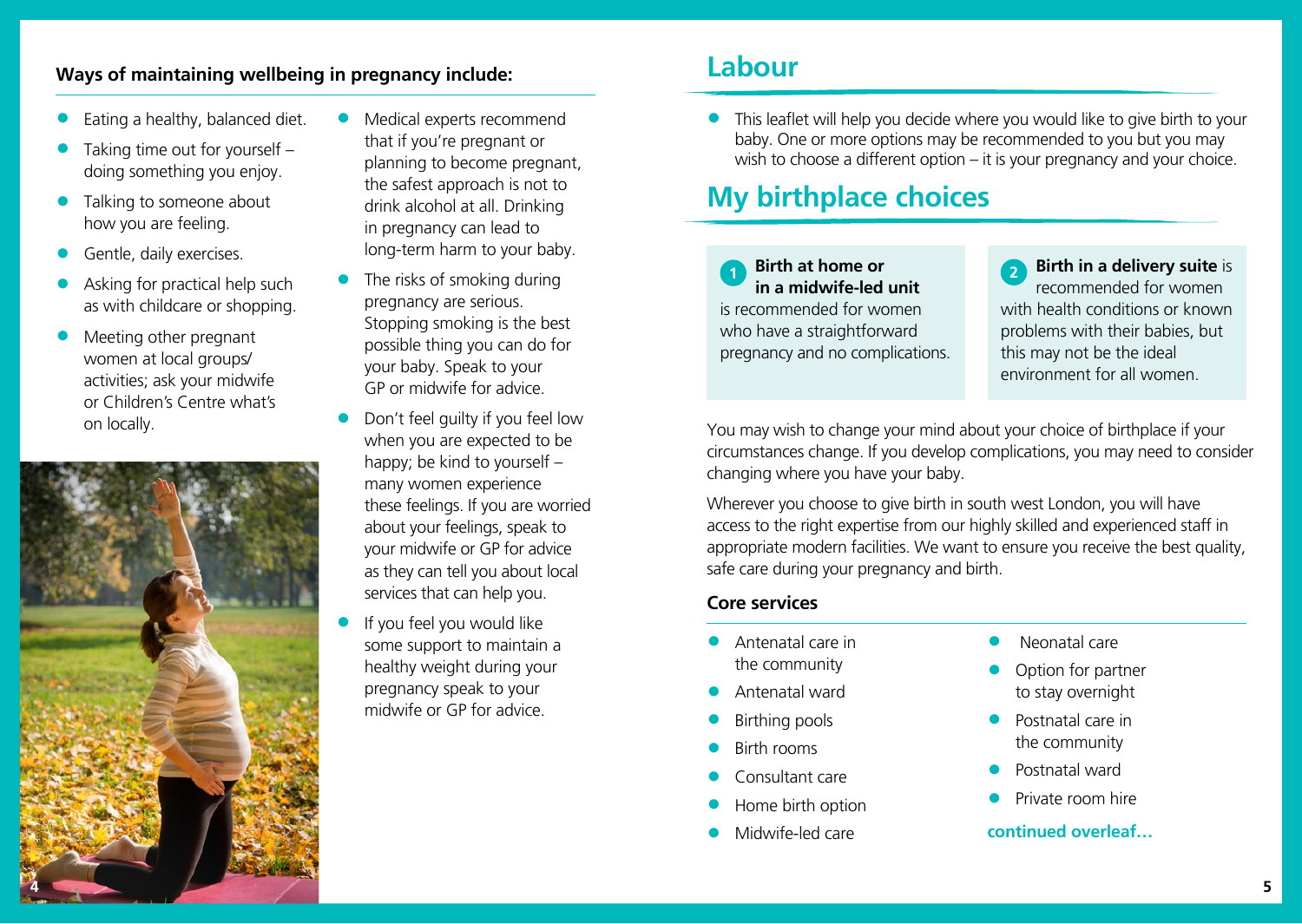**Ways of maintaining wellbeing in pregnancy include:**

- Eating a healthy, balanced diet.
- Taking time out for yourself – doing something you enjoy.
- Talking to someone about how you are feeling.
- Gentle, daily exercises.
- Asking for practical help such as with childcare or shopping.
- Meeting other pregnant women at local groups/ activities; ask your midwife or Children's Centre what's on locally.
- Medical experts recommend that if you're pregnant or planning to become pregnant, the safest approach is not to drink alcohol at all. Drinking in pregnancy can lead to long-term harm to your baby.
- The risks of smoking during pregnancy are serious. Stopping smoking is the best possible thing you can do for your baby. Speak to your GP or midwife for advice.
- Don't feel guilty if you feel low when you are expected to be happy; be kind to yourself – many women experience these feelings. If you are worried about your feelings, speak to your midwife or GP for advice as they can tell you about local services that can help you.
- If you feel you would like some support to maintain a healthy weight during your pregnancy speak to your midwife or GP for advice.

# Labour

- This leaflet will help you decide where you would like to give birth to your baby. One or more options may be recommended to you but you may wish to choose a different option – it is your pregnancy and your choice.

# My birthplace choices

1. **Birth at home or in a midwife-led unit** is recommended for women who have a straightforward pregnancy and no complications.

2. **Birth in a delivery suite** is recommended for women with health conditions or known problems with their babies, but this may not be the ideal environment for all women.

You may wish to change your mind about your choice of birthplace if your circumstances change. If you develop complications, you may need to consider changing where you have your baby.

Wherever you choose to give birth in south west London, you will have access to the right expertise from our highly skilled and experienced staff in appropriate modern facilities. We want to ensure you receive the best quality, safe care during your pregnancy and birth.

### Core services

- Antenatal care in the community
- Antenatal ward
- Birthing pools
- Birth rooms
- Consultant care
- Home birth option
- Midwife-led care
- Neonatal care
- Option for partner to stay overnight
- Postnatal care in the community
- Postnatal ward
- Private room hire

**continued overleaf…**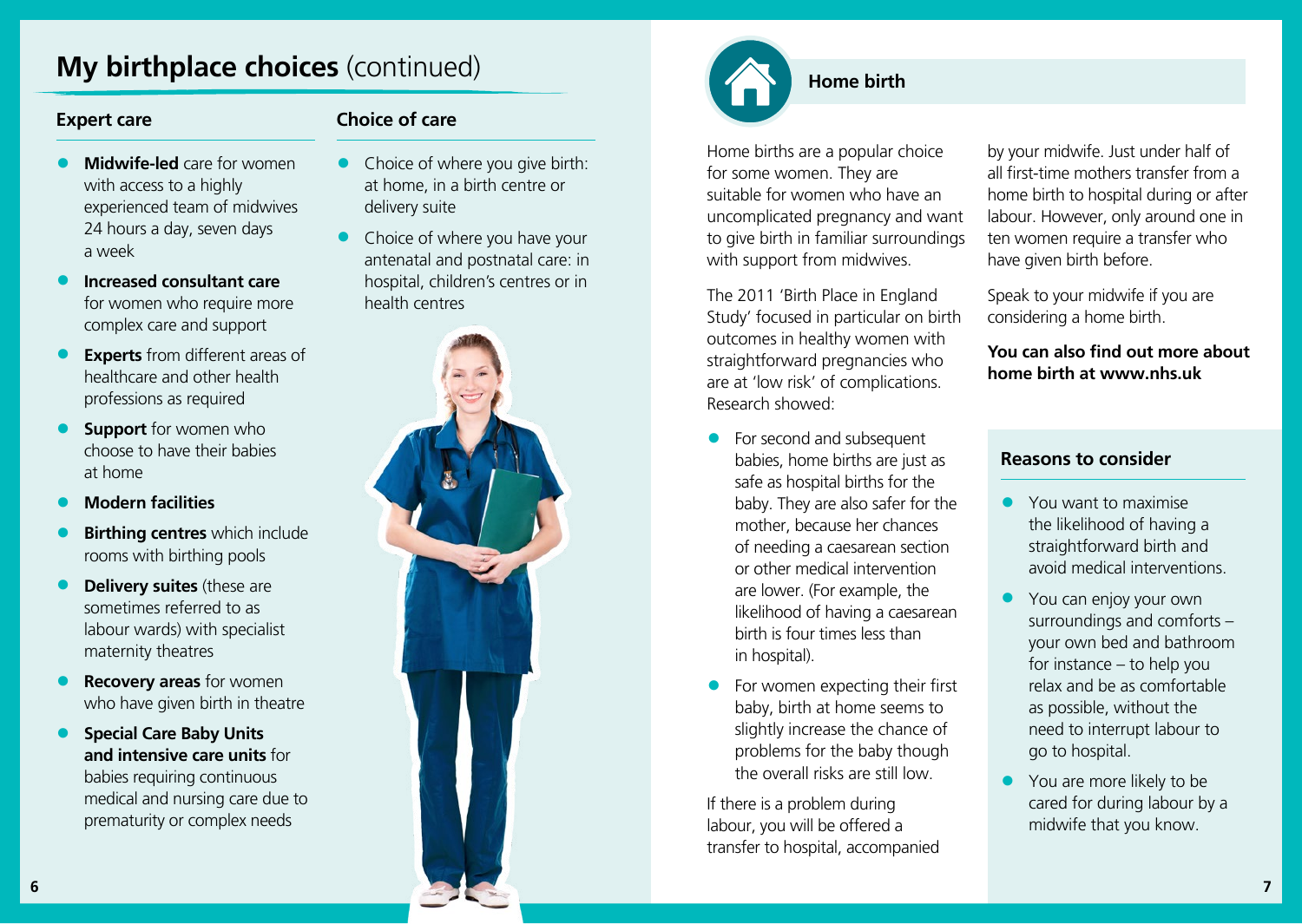# My birthplace choices (continued)

## Expert care

- **Midwife-led** care for women with access to a highly experienced team of midwives 24 hours a day, seven days a week
- **Increased consultant care** for women who require more complex care and support
- **Experts** from different areas of healthcare and other health professions as required
- **Support** for women who choose to have their babies at home
- **Modern facilities**
- **Birthing centres** which include rooms with birthing pools
- **Delivery suites** (these are sometimes referred to as labour wards) with specialist maternity theatres
- **Recovery areas** for women who have given birth in theatre
- **Special Care Baby Units and intensive care units** for babies requiring continuous medical and nursing care due to prematurity or complex needs

## Choice of care

- Choice of where you give birth: at home, in a birth centre or delivery suite
- Choice of where you have your antenatal and postnatal care: in hospital, children's centres or in health centres

## Home birth

Home births are a popular choice for some women. They are suitable for women who have an uncomplicated pregnancy and want to give birth in familiar surroundings with support from midwives.

The 2011 'Birth Place in England Study' focused in particular on birth outcomes in healthy women with straightforward pregnancies who are at 'low risk' of complications. Research showed:

- For second and subsequent babies, home births are just as safe as hospital births for the baby. They are also safer for the mother, because her chances of needing a caesarean section or other medical intervention are lower. (For example, the likelihood of having a caesarean birth is four times less than in hospital).
- For women expecting their first baby, birth at home seems to slightly increase the chance of problems for the baby though the overall risks are still low.

If there is a problem during labour, you will be offered a transfer to hospital, accompanied by your midwife. Just under half of all first-time mothers transfer from a home birth to hospital during or after labour. However, only around one in ten women require a transfer who have given birth before.

Speak to your midwife if you are considering a home birth.

**You can also find out more about home birth at www.nhs.uk**

### Reasons to consider

- You want to maximise the likelihood of having a straightforward birth and avoid medical interventions.
- You can enjoy your own surroundings and comforts – your own bed and bathroom for instance – to help you relax and be as comfortable as possible, without the need to interrupt labour to go to hospital.
- You are more likely to be cared for during labour by a midwife that you know.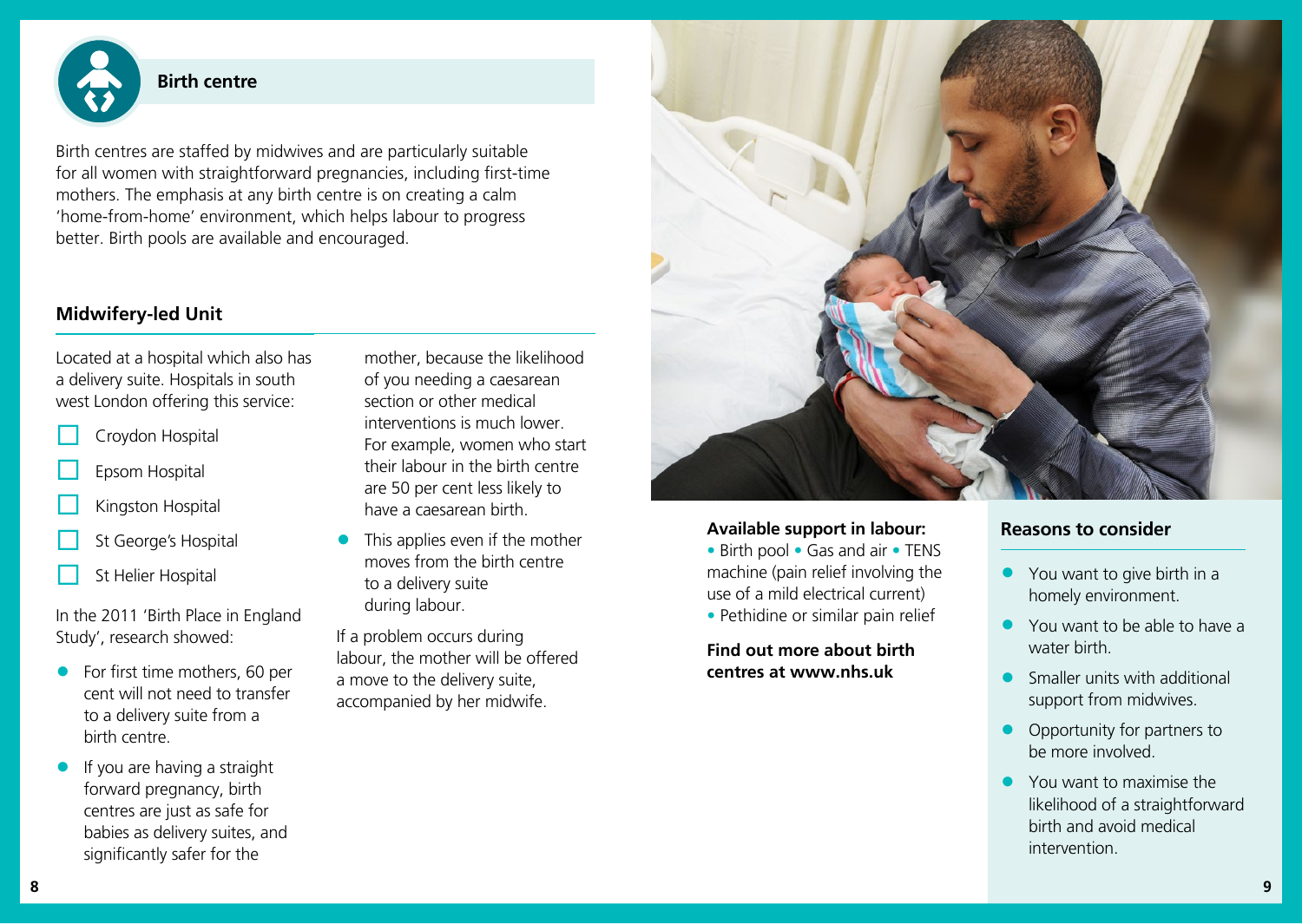## Birth centre

Birth centres are staffed by midwives and are particularly suitable for all women with straightforward pregnancies, including first-time mothers. The emphasis at any birth centre is on creating a calm 'home-from-home' environment, which helps labour to progress better. Birth pools are available and encouraged.

### Midwifery-led Unit

Located at a hospital which also has a delivery suite. Hospitals in south west London offering this service:

- [ ] Croydon Hospital
- [ ] Epsom Hospital
- [ ] Kingston Hospital
- [ ] St George's Hospital
- [ ] St Helier Hospital

In the 2011 'Birth Place in England Study', research showed:

- For first time mothers, 60 per cent will not need to transfer to a delivery suite from a birth centre.
- If you are having a straight forward pregnancy, birth centres are just as safe for babies as delivery suites, and significantly safer for the mother, because the likelihood of you needing a caesarean section or other medical interventions is much lower. For example, women who start their labour in the birth centre are 50 per cent less likely to have a caesarean birth.
- This applies even if the mother moves from the birth centre to a delivery suite during labour.

If a problem occurs during labour, the mother will be offered a move to the delivery suite, accompanied by her midwife.

**Available support in labour:**
• Birth pool • Gas and air • TENS machine (pain relief involving the use of a mild electrical current)
• Pethidine or similar pain relief

**Find out more about birth centres at www.nhs.uk**

### Reasons to consider

- You want to give birth in a homely environment.
- You want to be able to have a water birth.
- Smaller units with additional support from midwives.
- Opportunity for partners to be more involved.
- You want to maximise the likelihood of a straightforward birth and avoid medical intervention.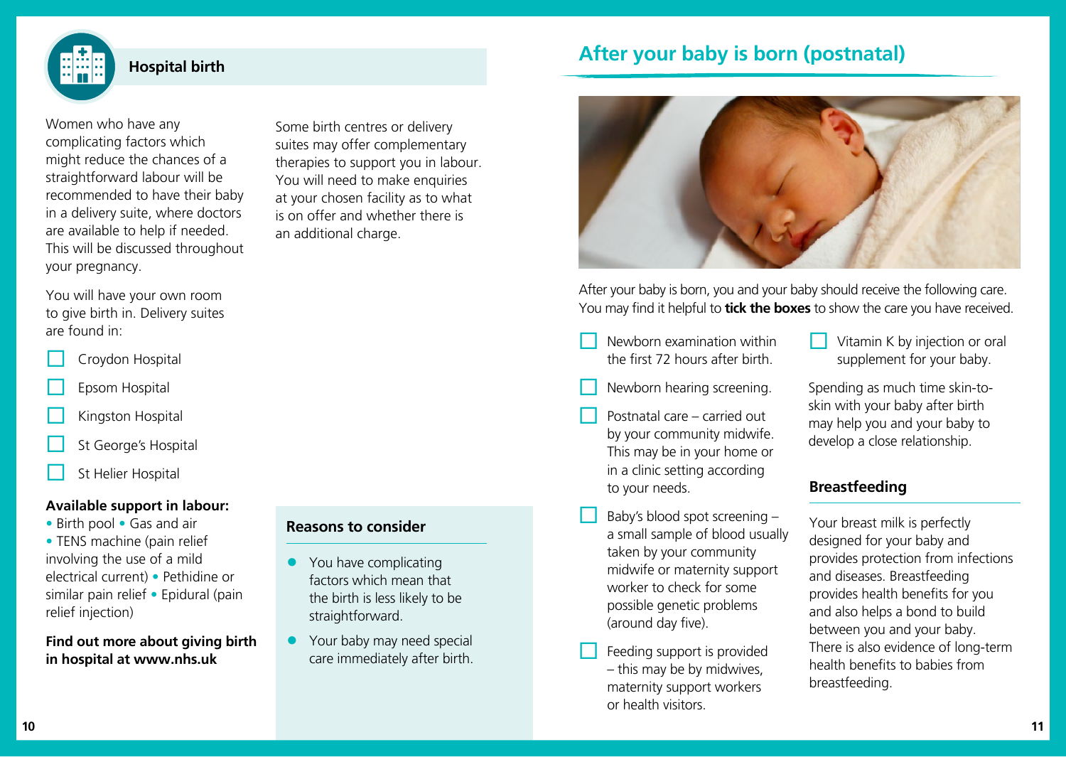## Hospital birth

Women who have any complicating factors which might reduce the chances of a straightforward labour will be recommended to have their baby in a delivery suite, where doctors are available to help if needed. This will be discussed throughout your pregnancy.

You will have your own room to give birth in. Delivery suites are found in:

- ☐ Croydon Hospital
- ☐ Epsom Hospital
- ☐ Kingston Hospital
- ☐ St George's Hospital
- ☐ St Helier Hospital

**Available support in labour:**

• Birth pool • Gas and air • TENS machine (pain relief involving the use of a mild electrical current) • Pethidine or similar pain relief • Epidural (pain relief injection)

**Find out more about giving birth in hospital at www.nhs.uk**

Some birth centres or delivery suites may offer complementary therapies to support you in labour. You will need to make enquiries at your chosen facility as to what is on offer and whether there is an additional charge.

### Reasons to consider

- You have complicating factors which mean that the birth is less likely to be straightforward.
- Your baby may need special care immediately after birth.

# After your baby is born (postnatal)

After your baby is born, you and your baby should receive the following care. You may find it helpful to **tick the boxes** to show the care you have received.

- ☐ Newborn examination within the first 72 hours after birth.
- ☐ Newborn hearing screening.
- ☐ Postnatal care – carried out by your community midwife. This may be in your home or in a clinic setting according to your needs.
- ☐ Baby's blood spot screening – a small sample of blood usually taken by your community midwife or maternity support worker to check for some possible genetic problems (around day five).
- ☐ Feeding support is provided – this may be by midwives, maternity support workers or health visitors.
- ☐ Vitamin K by injection or oral supplement for your baby.

Spending as much time skin-to-skin with your baby after birth may help you and your baby to develop a close relationship.

### Breastfeeding

Your breast milk is perfectly designed for your baby and provides protection from infections and diseases. Breastfeeding provides health benefits for you and also helps a bond to build between you and your baby. There is also evidence of long-term health benefits to babies from breastfeeding.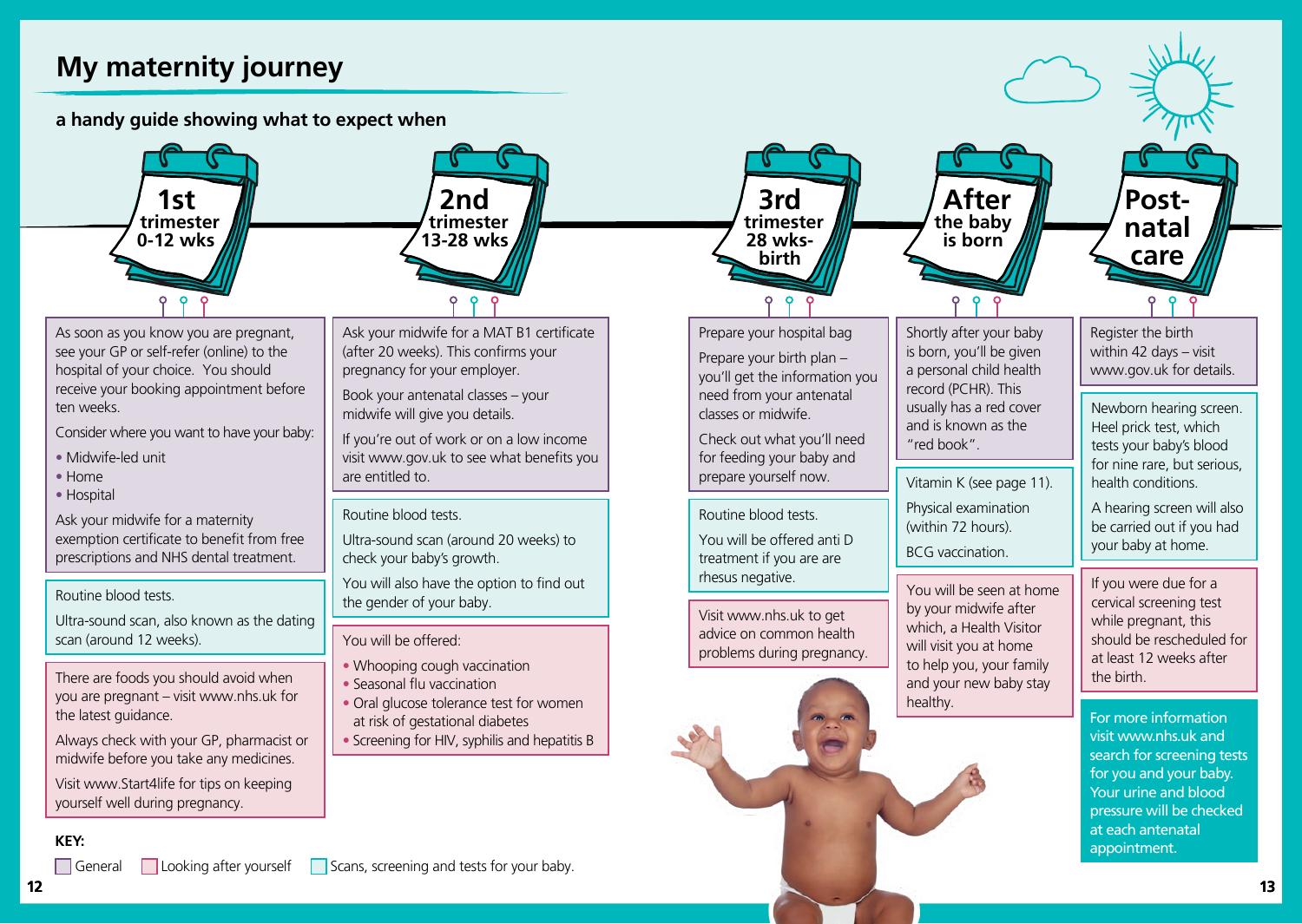# My maternity journey

## a handy guide showing what to expect when

### 1st trimester 0-12 wks

As soon as you know you are pregnant, see your GP or self-refer (online) to the hospital of your choice. You should receive your booking appointment before ten weeks.

Consider where you want to have your baby:

- Midwife-led unit
- Home
- Hospital

Ask your midwife for a maternity exemption certificate to benefit from free prescriptions and NHS dental treatment.

Routine blood tests.

Ultra-sound scan, also known as the dating scan (around 12 weeks).

There are foods you should avoid when you are pregnant – visit www.nhs.uk for the latest guidance.

Always check with your GP, pharmacist or midwife before you take any medicines.

Visit www.Start4life for tips on keeping yourself well during pregnancy.

### 2nd trimester 13-28 wks

Ask your midwife for a MAT B1 certificate (after 20 weeks). This confirms your pregnancy for your employer.

Book your antenatal classes – your midwife will give you details.

If you're out of work or on a low income visit www.gov.uk to see what benefits you are entitled to.

Routine blood tests.

Ultra-sound scan (around 20 weeks) to check your baby's growth.

You will also have the option to find out the gender of your baby.

You will be offered:

- Whooping cough vaccination
- Seasonal flu vaccination
- Oral glucose tolerance test for women at risk of gestational diabetes
- Screening for HIV, syphilis and hepatitis B

### 3rd trimester 28 wks-birth

Prepare your hospital bag

Prepare your birth plan – you'll get the information you need from your antenatal classes or midwife.

Check out what you'll need for feeding your baby and prepare yourself now.

Routine blood tests.

You will be offered anti D treatment if you are are rhesus negative.

Visit www.nhs.uk to get advice on common health problems during pregnancy.

### After the baby is born

Shortly after your baby is born, you'll be given a personal child health record (PCHR). This usually has a red cover and is known as the "red book".

Vitamin K (see page 11).

Physical examination (within 72 hours).

BCG vaccination.

You will be seen at home by your midwife after which, a Health Visitor will visit you at home to help you, your family and your new baby stay healthy.

### Post-natal care

Register the birth within 42 days – visit www.gov.uk for details.

Newborn hearing screen. Heel prick test, which tests your baby's blood for nine rare, but serious, health conditions.

A hearing screen will also be carried out if you had your baby at home.

If you were due for a cervical screening test while pregnant, this should be rescheduled for at least 12 weeks after the birth.

For more information visit www.nhs.uk and search for screening tests for you and your baby. Your urine and blood pressure will be checked at each antenatal appointment.

**KEY:**

- General
- Looking after yourself
- Scans, screening and tests for your baby.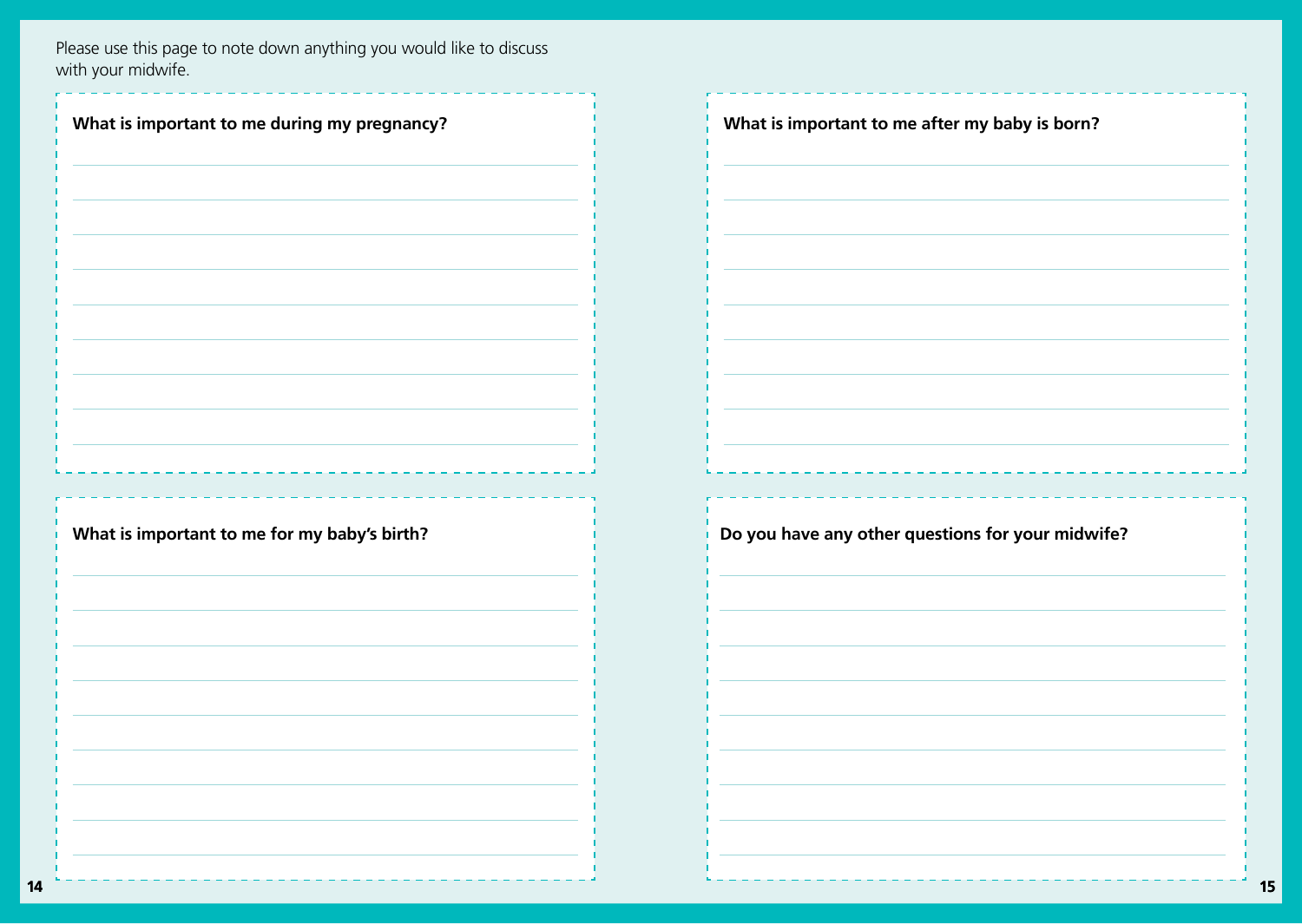Please use this page to note down anything you would like to discuss with your midwife.

**What is important to me during my pregnancy?**

**What is important to me for my baby's birth?**

**What is important to me after my baby is born?**

**Do you have any other questions for your midwife?**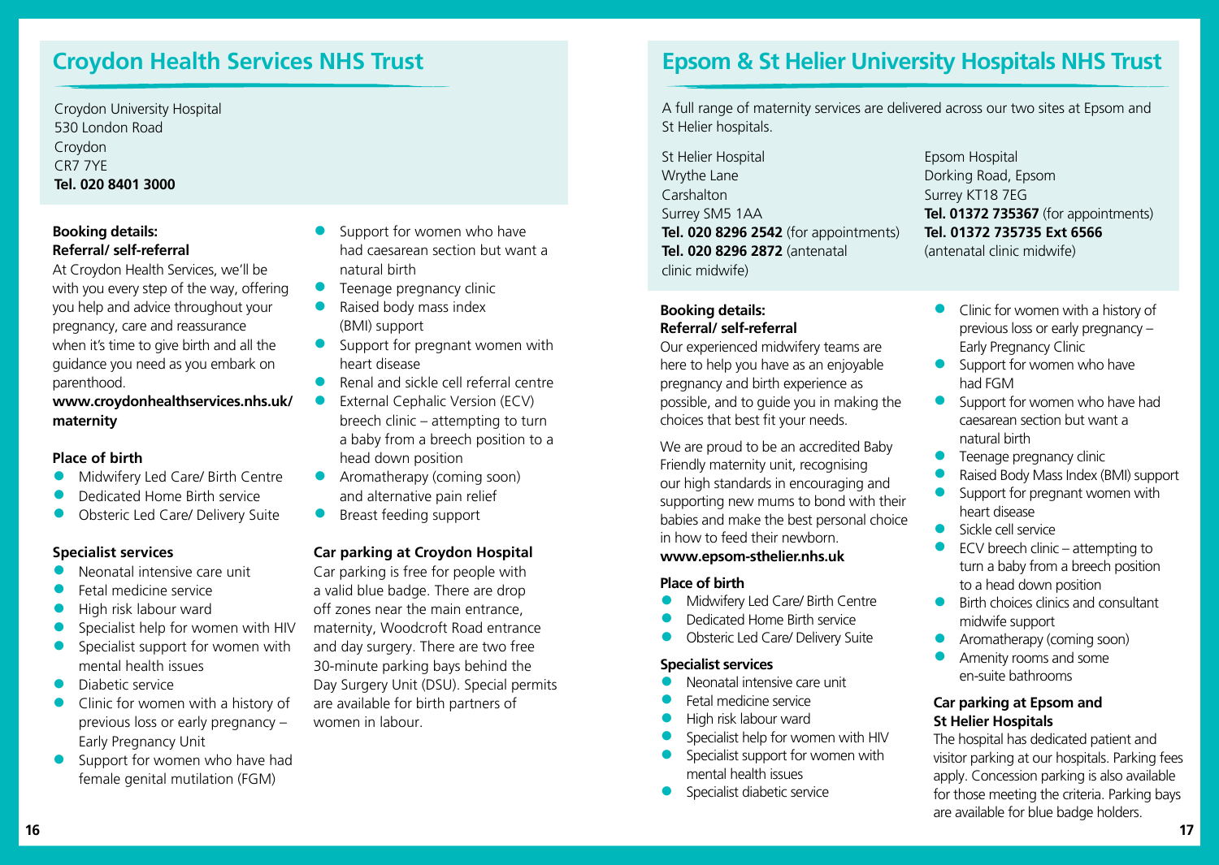## Croydon Health Services NHS Trust

Croydon University Hospital
530 London Road
Croydon
CR7 7YE
**Tel. 020 8401 3000**

**Booking details:**
**Referral/ self-referral**

At Croydon Health Services, we'll be with you every step of the way, offering you help and advice throughout your pregnancy, care and reassurance when it's time to give birth and all the guidance you need as you embark on parenthood.

**www.croydonhealthservices.nhs.uk/maternity**

**Place of birth**

- Midwifery Led Care/ Birth Centre
- Dedicated Home Birth service
- Obsteric Led Care/ Delivery Suite

**Specialist services**

- Neonatal intensive care unit
- Fetal medicine service
- High risk labour ward
- Specialist help for women with HIV
- Specialist support for women with mental health issues
- Diabetic service
- Clinic for women with a history of previous loss or early pregnancy – Early Pregnancy Unit
- Support for women who have had female genital mutilation (FGM)
- Support for women who have had caesarean section but want a natural birth
- Teenage pregnancy clinic
- Raised body mass index (BMI) support
- Support for pregnant women with heart disease
- Renal and sickle cell referral centre
- External Cephalic Version (ECV) breech clinic – attempting to turn a baby from a breech position to a head down position
- Aromatherapy (coming soon) and alternative pain relief
- Breast feeding support

**Car parking at Croydon Hospital**

Car parking is free for people with a valid blue badge. There are drop off zones near the main entrance, maternity, Woodcroft Road entrance and day surgery. There are two free 30-minute parking bays behind the Day Surgery Unit (DSU). Special permits are available for birth partners of women in labour.

## Epsom & St Helier University Hospitals NHS Trust

A full range of maternity services are delivered across our two sites at Epsom and St Helier hospitals.

St Helier Hospital
Wrythe Lane
Carshalton
Surrey SM5 1AA
**Tel. 020 8296 2542** (for appointments)
**Tel. 020 8296 2872** (antenatal clinic midwife)

Epsom Hospital
Dorking Road, Epsom
Surrey KT18 7EG
**Tel. 01372 735367** (for appointments)
**Tel. 01372 735735 Ext 6566** (antenatal clinic midwife)

**Booking details:**
**Referral/ self-referral**

Our experienced midwifery teams are here to help you have as an enjoyable pregnancy and birth experience as possible, and to guide you in making the choices that best fit your needs.

We are proud to be an accredited Baby Friendly maternity unit, recognising our high standards in encouraging and supporting new mums to bond with their babies and make the best personal choice in how to feed their newborn.

**www.epsom-sthelier.nhs.uk**

**Place of birth**

- Midwifery Led Care/ Birth Centre
- Dedicated Home Birth service
- Obsteric Led Care/ Delivery Suite

**Specialist services**

- Neonatal intensive care unit
- Fetal medicine service
- High risk labour ward
- Specialist help for women with HIV
- Specialist support for women with mental health issues
- Specialist diabetic service
- Clinic for women with a history of previous loss or early pregnancy – Early Pregnancy Clinic
- Support for women who have had FGM
- Support for women who have had caesarean section but want a natural birth
- Teenage pregnancy clinic
- Raised Body Mass Index (BMI) support
- Support for pregnant women with heart disease
- Sickle cell service
- ECV breech clinic – attempting to turn a baby from a breech position to a head down position
- Birth choices clinics and consultant midwife support
- Aromatherapy (coming soon)
- Amenity rooms and some en-suite bathrooms

**Car parking at Epsom and St Helier Hospitals**

The hospital has dedicated patient and visitor parking at our hospitals. Parking fees apply. Concession parking is also available for those meeting the criteria. Parking bays are available for blue badge holders.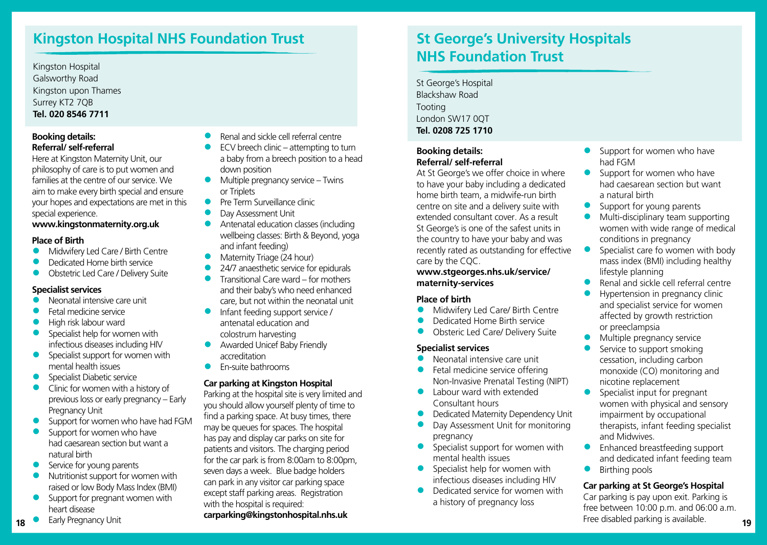## Kingston Hospital NHS Foundation Trust

Kingston Hospital
Galsworthy Road
Kingston upon Thames
Surrey KT2 7QB
**Tel. 020 8546 7711**

**Booking details:**
**Referral/ self-referral**
Here at Kingston Maternity Unit, our philosophy of care is to put women and families at the centre of our service. We aim to make every birth special and ensure your hopes and expectations are met in this special experience.
**www.kingstonmaternity.org.uk**

**Place of Birth**

- Midwifery Led Care / Birth Centre
- Dedicated Home birth service
- Obstetric Led Care / Delivery Suite

**Specialist services**

- Neonatal intensive care unit
- Fetal medicine service
- High risk labour ward
- Specialist help for women with infectious diseases including HIV
- Specialist support for women with mental health issues
- Specialist Diabetic service
- Clinic for women with a history of previous loss or early pregnancy – Early Pregnancy Unit
- Support for women who have had FGM
- Support for women who have had caesarean section but want a natural birth
- Service for young parents
- Nutritionist support for women with raised or low Body Mass Index (BMI)
- Support for pregnant women with heart disease
- Early Pregnancy Unit
- Renal and sickle cell referral centre
- ECV breech clinic – attempting to turn a baby from a breech position to a head down position
- Multiple pregnancy service – Twins or Triplets
- Pre Term Surveillance clinic
- Day Assessment Unit
- Antenatal education classes (including wellbeing classes: Birth & Beyond, yoga and infant feeding)
- Maternity Triage (24 hour)
- 24/7 anaesthetic service for epidurals
- Transitional Care ward – for mothers and their baby's who need enhanced care, but not within the neonatal unit
- Infant feeding support service / antenatal education and colostrum harvesting
- Awarded Unicef Baby Friendly accreditation
- En-suite bathrooms

**Car parking at Kingston Hospital**
Parking at the hospital site is very limited and you should allow yourself plenty of time to find a parking space. At busy times, there may be queues for spaces. The hospital has pay and display car parks on site for patients and visitors. The charging period for the car park is from 8:00am to 8:00pm, seven days a week. Blue badge holders can park in any visitor car parking space except staff parking areas. Registration with the hospital is required:
**carparking@kingstonhospital.nhs.uk**

## St George's University Hospitals NHS Foundation Trust

St George's Hospital
Blackshaw Road
Tooting
London SW17 0QT
**Tel. 0208 725 1710**

**Booking details:**
**Referral/ self-referral**
At St George's we offer choice in where to have your baby including a dedicated home birth team, a midwife-run birth centre on site and a delivery suite with extended consultant cover. As a result St George's is one of the safest units in the country to have your baby and was recently rated as outstanding for effective care by the CQC.
**www.stgeorges.nhs.uk/service/maternity-services**

**Place of birth**

- Midwifery Led Care/ Birth Centre
- Dedicated Home Birth service
- Obsteric Led Care/ Delivery Suite

**Specialist services**

- Neonatal intensive care unit
- Fetal medicine service offering Non-Invasive Prenatal Testing (NIPT)
- Labour ward with extended Consultant hours
- Dedicated Maternity Dependency Unit
- Day Assessment Unit for monitoring pregnancy
- Specialist support for women with mental health issues
- Specialist help for women with infectious diseases including HIV
- Dedicated service for women with a history of pregnancy loss
- Support for women who have had FGM
- Support for women who have had caesarean section but want a natural birth
- Support for young parents
- Multi-disciplinary team supporting women with wide range of medical conditions in pregnancy
- Specialist care fo women with body mass index (BMI) including healthy lifestyle planning
- Renal and sickle cell referral centre
- Hypertension in pregnancy clinic and specialist service for women affected by growth restriction or preeclampsia
- Multiple pregnancy service
- Service to support smoking cessation, including carbon monoxide (CO) monitoring and nicotine replacement
- Specialist input for pregnant women with physical and sensory impairment by occupational therapists, infant feeding specialist and Midwives.
- Enhanced breastfeeding support and dedicated infant feeding team
- Birthing pools

**Car parking at St George's Hospital**
Car parking is pay upon exit. Parking is free between 10:00 p.m. and 06:00 a.m. Free disabled parking is available.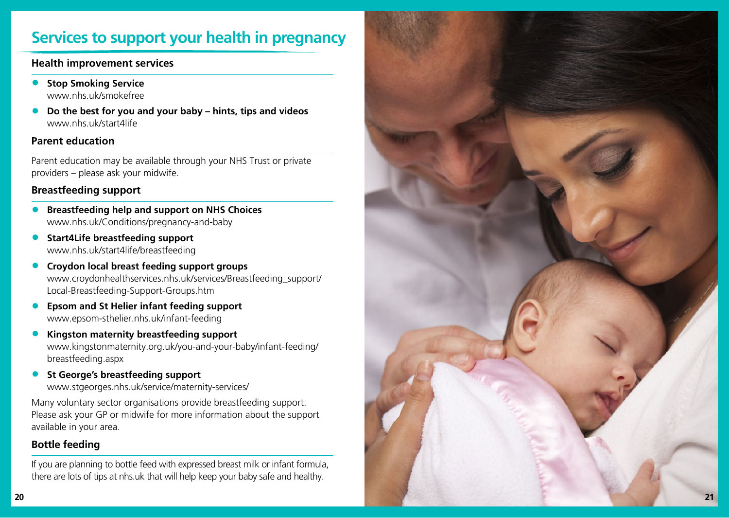# Services to support your health in pregnancy

## Health improvement services

- **Stop Smoking Service**
  www.nhs.uk/smokefree
- **Do the best for you and your baby – hints, tips and videos**
  www.nhs.uk/start4life

## Parent education

Parent education may be available through your NHS Trust or private providers – please ask your midwife.

## Breastfeeding support

- **Breastfeeding help and support on NHS Choices**
  www.nhs.uk/Conditions/pregnancy-and-baby
- **Start4Life breastfeeding support**
  www.nhs.uk/start4life/breastfeeding
- **Croydon local breast feeding support groups**
  www.croydonhealthservices.nhs.uk/services/Breastfeeding_support/Local-Breastfeeding-Support-Groups.htm
- **Epsom and St Helier infant feeding support**
  www.epsom-sthelier.nhs.uk/infant-feeding
- **Kingston maternity breastfeeding support**
  www.kingstonmaternity.org.uk/you-and-your-baby/infant-feeding/breastfeeding.aspx
- **St George's breastfeeding support**
  www.stgeorges.nhs.uk/service/maternity-services/

Many voluntary sector organisations provide breastfeeding support. Please ask your GP or midwife for more information about the support available in your area.

## Bottle feeding

If you are planning to bottle feed with expressed breast milk or infant formula, there are lots of tips at nhs.uk that will help keep your baby safe and healthy.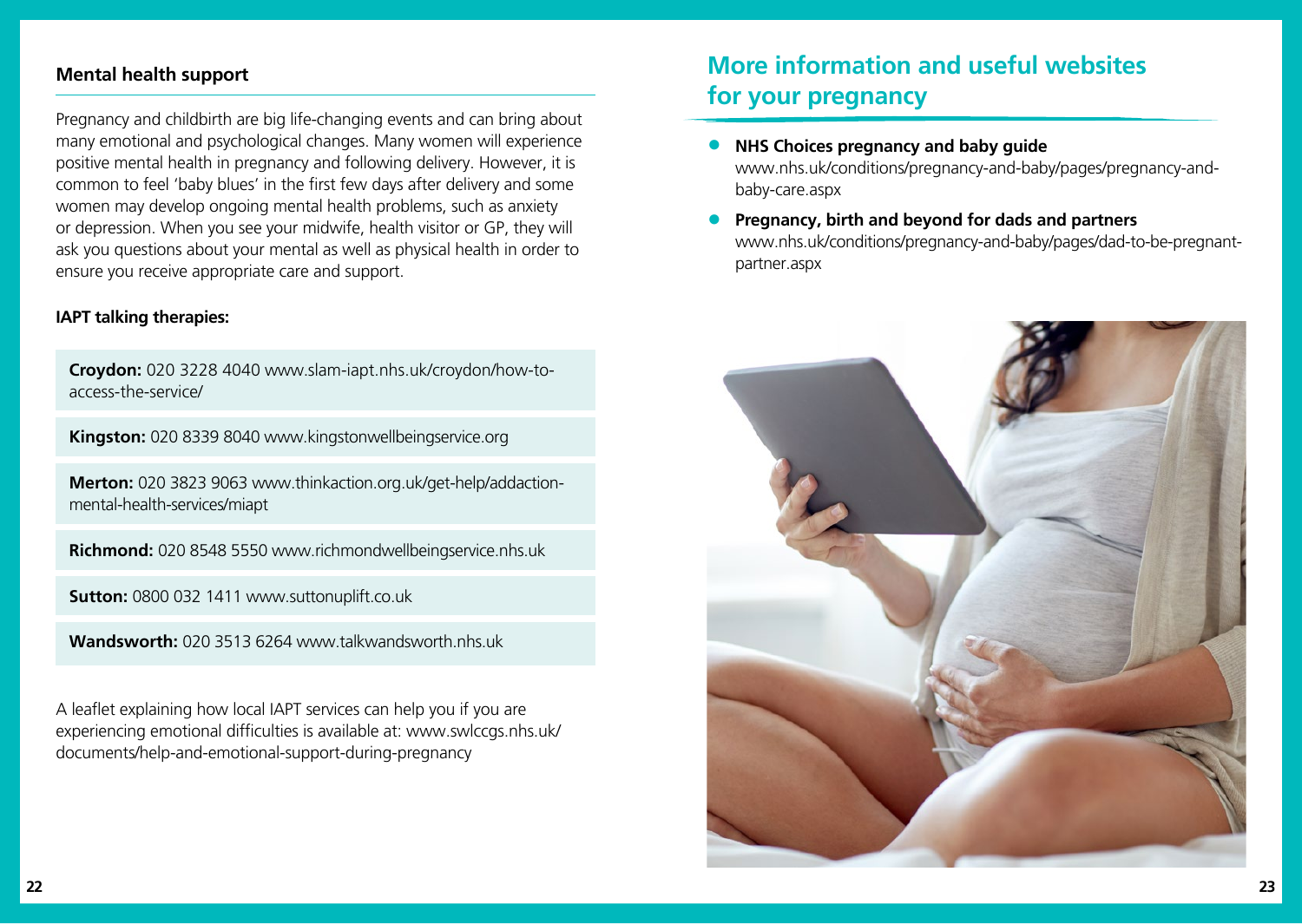### Mental health support

Pregnancy and childbirth are big life-changing events and can bring about many emotional and psychological changes. Many women will experience positive mental health in pregnancy and following delivery. However, it is common to feel 'baby blues' in the first few days after delivery and some women may develop ongoing mental health problems, such as anxiety or depression. When you see your midwife, health visitor or GP, they will ask you questions about your mental as well as physical health in order to ensure you receive appropriate care and support.

**IAPT talking therapies:**

**Croydon:** 020 3228 4040 www.slam-iapt.nhs.uk/croydon/how-to-access-the-service/

**Kingston:** 020 8339 8040 www.kingstonwellbeingservice.org

**Merton:** 020 3823 9063 www.thinkaction.org.uk/get-help/addaction-mental-health-services/miapt

**Richmond:** 020 8548 5550 www.richmondwellbeingservice.nhs.uk

**Sutton:** 0800 032 1411 www.suttonuplift.co.uk

**Wandsworth:** 020 3513 6264 www.talkwandsworth.nhs.uk

A leaflet explaining how local IAPT services can help you if you are experiencing emotional difficulties is available at: www.swlccgs.nhs.uk/documents/help-and-emotional-support-during-pregnancy

## More information and useful websites for your pregnancy

- **NHS Choices pregnancy and baby guide**
  www.nhs.uk/conditions/pregnancy-and-baby/pages/pregnancy-and-baby-care.aspx
- **Pregnancy, birth and beyond for dads and partners**
  www.nhs.uk/conditions/pregnancy-and-baby/pages/dad-to-be-pregnant-partner.aspx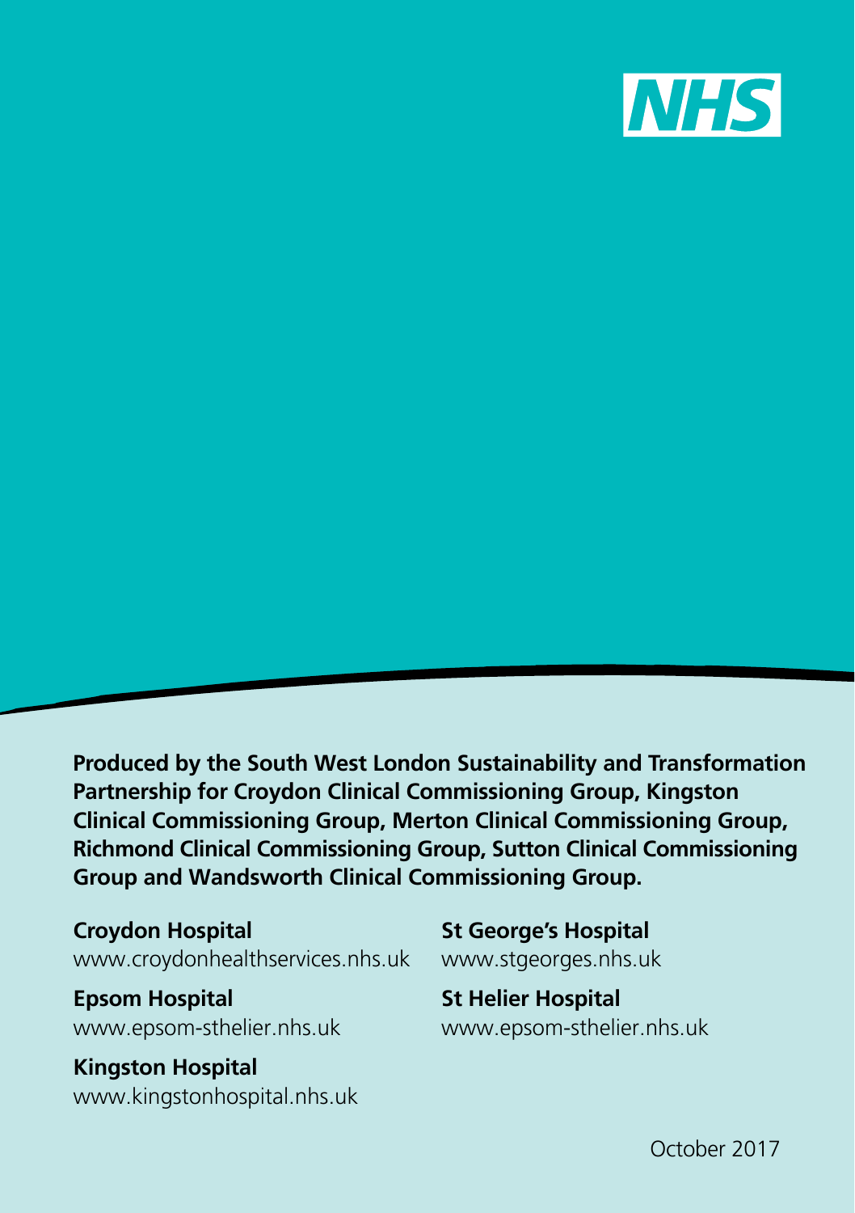NHS

**Produced by the South West London Sustainability and Transformation Partnership for Croydon Clinical Commissioning Group, Kingston Clinical Commissioning Group, Merton Clinical Commissioning Group, Richmond Clinical Commissioning Group, Sutton Clinical Commissioning Group and Wandsworth Clinical Commissioning Group.**

**Croydon Hospital**
www.croydonhealthservices.nhs.uk

**Epsom Hospital**
www.epsom-sthelier.nhs.uk

**Kingston Hospital**
www.kingstonhospital.nhs.uk

**St George's Hospital**
www.stgeorges.nhs.uk

**St Helier Hospital**
www.epsom-sthelier.nhs.uk

October 2017